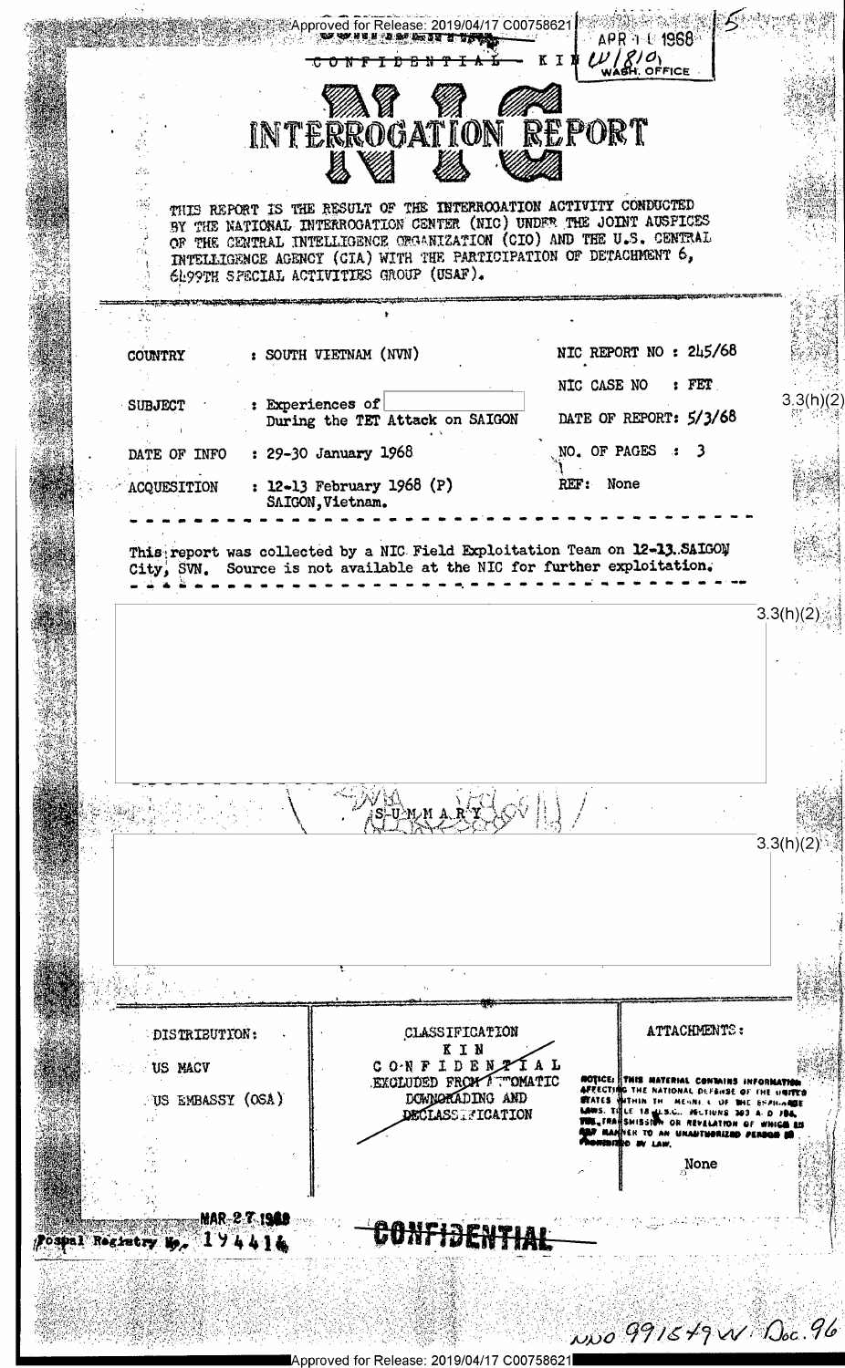Approved for Release: 2019/04/17 C00758621

APR 11 1968
W/810
WASH. OFFICE

~~CONFIDENTIAL~~ KIN

# NIC INTERROGATION REPORT

THIS REPORT IS THE RESULT OF THE INTERROGATION ACTIVITY CONDUCTED BY THE NATIONAL INTERROGATION CENTER (NIC) UNDER THE JOINT AUSPICES OF THE CENTRAL INTELLIGENCE ORGANIZATION (CIO) AND THE U.S. CENTRAL INTELLIGENCE AGENCY (CIA) WITH THE PARTICIPATION OF DETACHMENT 6, 6499TH SPECIAL ACTIVITIES GROUP (USAF).

| | | | |
|---|---|---|---|
| COUNTRY | : SOUTH VIETNAM (NVN) | NIC REPORT NO | : 245/68 |
| | | NIC CASE NO | : FET |
| SUBJECT | : Experiences of [redacted] During the TET Attack on SAIGON | DATE OF REPORT | : 5/3/68 |
| DATE OF INFO | : 29-30 January 1968 | NO. OF PAGES | : 3 |
| ACQUISITION | : 12-13 February 1968 (P) SAIGON, Vietnam. | REF | : None |

3.3(h)(2)

This report was collected by a NIC Field Exploitation Team on 12-13 SAIGON City, SVN. Source is not available at the NIC for further exploitation.

[redacted] 3.3(h)(2)

## SUMMARY

[redacted] 3.3(h)(2)

| DISTRIBUTION: | CLASSIFICATION | ATTACHMENTS: |
|---|---|---|
| US MACV | KIN CONFIDENTIAL EXCLUDED FROM AUTOMATIC DOWNGRADING AND DECLASSIFICATION | NOTICE: THIS MATERIAL CONTAINS INFORMATION AFFECTING THE NATIONAL DEFENSE OF THE UNITED STATES WITHIN THE MEANING OF THE ESPIONAGE LAWS, TITLE 18 U.S.C., SECTIONS 793 AND 794, THE TRANSMISSION OR REVELATION OF WHICH IN ANY MANNER TO AN UNAUTHORIZED PERSON IS PROHIBITED BY LAW. |
| US EMBASSY (OSA) | | None |

MAR 27 1968
Pospal Registry No. 194414

~~CONFIDENTIAL~~

NND 991549 W. Doc. 96

Approved for Release: 2019/04/17 C00758621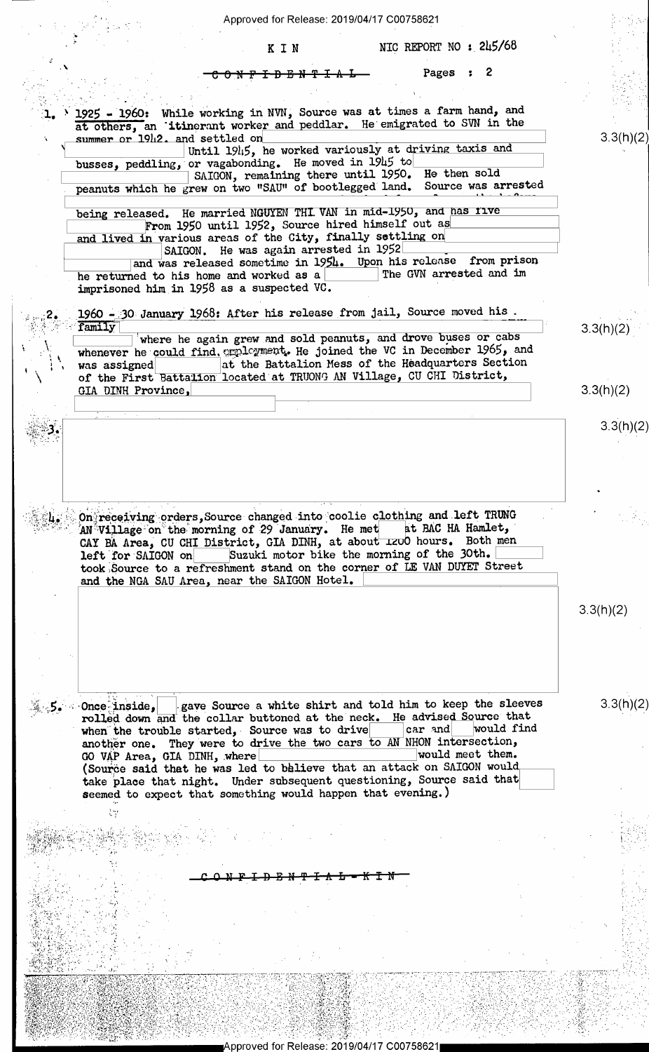KIN NIC REPORT NO : 245/68

~~CONFIDENTIAL~~ Pages : 2

1. 1925 - 1960: While working in NVN, Source was at times a farm hand, and at others, an itinerant worker and peddlar. He emigrated to SVN in the summer of 1942, and settled on [redacted] Until 1945, he worked variously at driving taxis and busses, peddling, or vagabonding. He moved in 1945 to [redacted] SAIGON, remaining there until 1950. He then sold peanuts which he grew on two "SAU" of bootlegged land. Source was arrested [redacted] being released. He married NGUYEN THI VAN in mid-1950, and has five [redacted] From 1950 until 1952, Source hired himself out as [redacted] and lived in various areas of the City, finally settling on [redacted] SAIGON. He was again arrested in 1952 [redacted] and was released sometime in 1954. Upon his release from prison he returned to his home and worked as a [redacted] The GVN arrested and im imprisoned him in 1958 as a suspected VC.

3.3(h)(2)

2. 1960 - 30 January 1968: After his release from jail, Source moved his family [redacted] where he again grew and sold peanuts, and drove buses or cabs whenever he could find employment. He joined the VC in December 1965, and was assigned [redacted] at the Battalion Mess of the Headquarters Section of the First Battalion located at TRUONG AN Village, CU CHI District, GIA DINH Province, [redacted]

3.3(h)(2)

3.3(h)(2)

3. [redacted]

3.3(h)(2)

4. On receiving orders, Source changed into coolie clothing and left TRUNG AN Village on the morning of 29 January. He met [redacted] at BAC HA Hamlet, CAY BA Area, CU CHI District, GIA DINH, at about 1200 hours. Both men left for SAIGON on [redacted] Suzuki motor bike the morning of the 30th. [redacted] took Source to a refreshment stand on the corner of LE VAN DUYET Street and the NGA SAU Area, near the SAIGON Hotel. [redacted]

3.3(h)(2)

5. Once inside, [redacted] gave Source a white shirt and told him to keep the sleeves rolled down and the collar buttoned at the neck. He advised Source that when the trouble started, Source was to drive [redacted] car and [redacted] would find another one. They were to drive the two cars to AN NHON intersection, GO VAP Area, GIA DINH, where [redacted] would meet them. (Source said that he was led to believe that an attack on SAIGON would take place that night. Under subsequent questioning, Source said that [redacted] seemed to expect that something would happen that evening.)

3.3(h)(2)

~~CONFIDENTIAL - KIN~~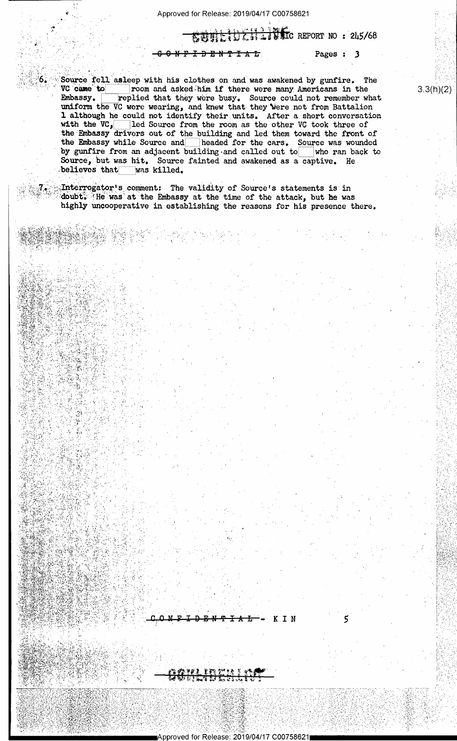CONFIDENTIAL REPORT NO : 245/68

CONFIDENTIAL Pages : 3

6. Source fell asleep with his clothes on and was awakened by gunfire. The VC came to [ ] room and asked him if there were many Americans in the Embassy. [ ] replied that they were busy. Source could not remember what uniform the VC were wearing, and knew that they were not from Battalion 1 although he could not identify their units. After a short conversation with the VC, [ ] led Source from the room as the other VC took three of the Embassy drivers out of the building and led them toward the front of the Embassy while Source and [ ] headed for the cars. Source was wounded by gunfire from an adjacent building and called out to [ ] who ran back to Source, but was hit. Source fainted and awakened as a captive. He believes that [ ] was killed.

3.3(h)(2)

7. Interrogator's comment: The validity of Source's statements is in doubt. He was at the Embassy at the time of the attack, but he was highly uncooperative in establishing the reasons for his presence there.

CONFIDENTIAL - KIN

CONFIDENTIAL